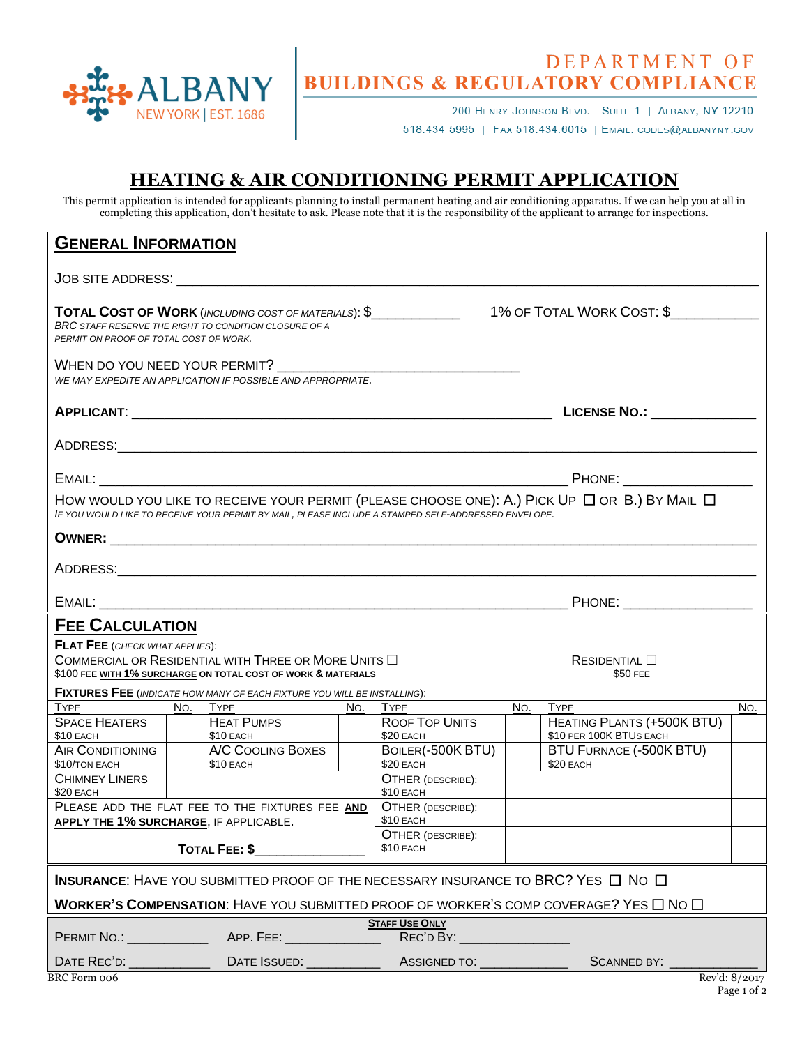ALBANY
NEW YORK | EST. 1686

# DEPARTMENT OF BUILDINGS & REGULATORY COMPLIANCE

200 Henry Johnson Blvd.—Suite 1 | Albany, NY 12210
518.434-5995 | Fax 518.434.6015 | Email: codes@albanyny.gov

# HEATING & AIR CONDITIONING PERMIT APPLICATION

This permit application is intended for applicants planning to install permanent heating and air conditioning apparatus. If we can help you at all in completing this application, don't hesitate to ask. Please note that it is the responsibility of the applicant to arrange for inspections.

## GENERAL INFORMATION

JOB SITE ADDRESS: ____________________________________________

**TOTAL COST OF WORK** (*INCLUDING COST OF MATERIALS*): $___________ 1% OF TOTAL WORK COST: $___________

*BRC STAFF RESERVE THE RIGHT TO CONDITION CLOSURE OF A PERMIT ON PROOF OF TOTAL COST OF WORK.*

WHEN DO YOU NEED YOUR PERMIT? ______________________________

*WE MAY EXPEDITE AN APPLICATION IF POSSIBLE AND APPROPRIATE.*

**APPLICANT**: ______________________________ **LICENSE NO.**: _____________

ADDRESS: ____________________________________________

EMAIL: ______________________________ PHONE: ______________

HOW WOULD YOU LIKE TO RECEIVE YOUR PERMIT (PLEASE CHOOSE ONE): A.) PICK UP ☐ OR B.) BY MAIL ☐

*IF YOU WOULD LIKE TO RECEIVE YOUR PERMIT BY MAIL, PLEASE INCLUDE A STAMPED SELF-ADDRESSED ENVELOPE.*

**OWNER:** ____________________________________________

ADDRESS: ____________________________________________

EMAIL: ______________________________ PHONE: ______________

## FEE CALCULATION

**FLAT FEE** (*CHECK WHAT APPLIES*):

COMMERCIAL OR RESIDENTIAL WITH THREE OR MORE UNITS ☐
$100 FEE **WITH 1% SURCHARGE ON TOTAL COST OF WORK & MATERIALS**

RESIDENTIAL ☐
$50 FEE

**FIXTURES FEE** (*INDICATE HOW MANY OF EACH FIXTURE YOU WILL BE INSTALLING*):

| Type | No. | Type | No. | Type | No. | Type | No. |
|---|---|---|---|---|---|---|---|
| Space Heaters $10 each | | Heat Pumps $10 each | | Roof Top Units $20 each | | Heating Plants (+500K BTU) $10 per 100K BTUs each | |
| Air Conditioning $10/ton each | | A/C Cooling Boxes $10 each | | Boiler(-500K BTU) $20 each | | BTU Furnace (-500K BTU) $20 each | |
| Chimney Liners $20 each | | | | Other (describe): $10 each | | | |
| | | | | Other (describe): $10 each | | | |
| | | | | Other (describe): $10 each | | | |

PLEASE ADD THE FLAT FEE TO THE FIXTURES FEE **AND APPLY THE 1% SURCHARGE**, IF APPLICABLE.

**TOTAL FEE: $**______________

**INSURANCE**: HAVE YOU SUBMITTED PROOF OF THE NECESSARY INSURANCE TO BRC? YES ☐ NO ☐

**WORKER'S COMPENSATION**: HAVE YOU SUBMITTED PROOF OF WORKER'S COMP COVERAGE? YES ☐ NO ☐

**STAFF USE ONLY**

PERMIT NO.: ___________ APP. FEE: ____________ REC'D BY: ______________

DATE REC'D: ___________ DATE ISSUED: __________ ASSIGNED TO: ____________ SCANNED BY: ____________

BRC Form 006 Rev'd: 8/2017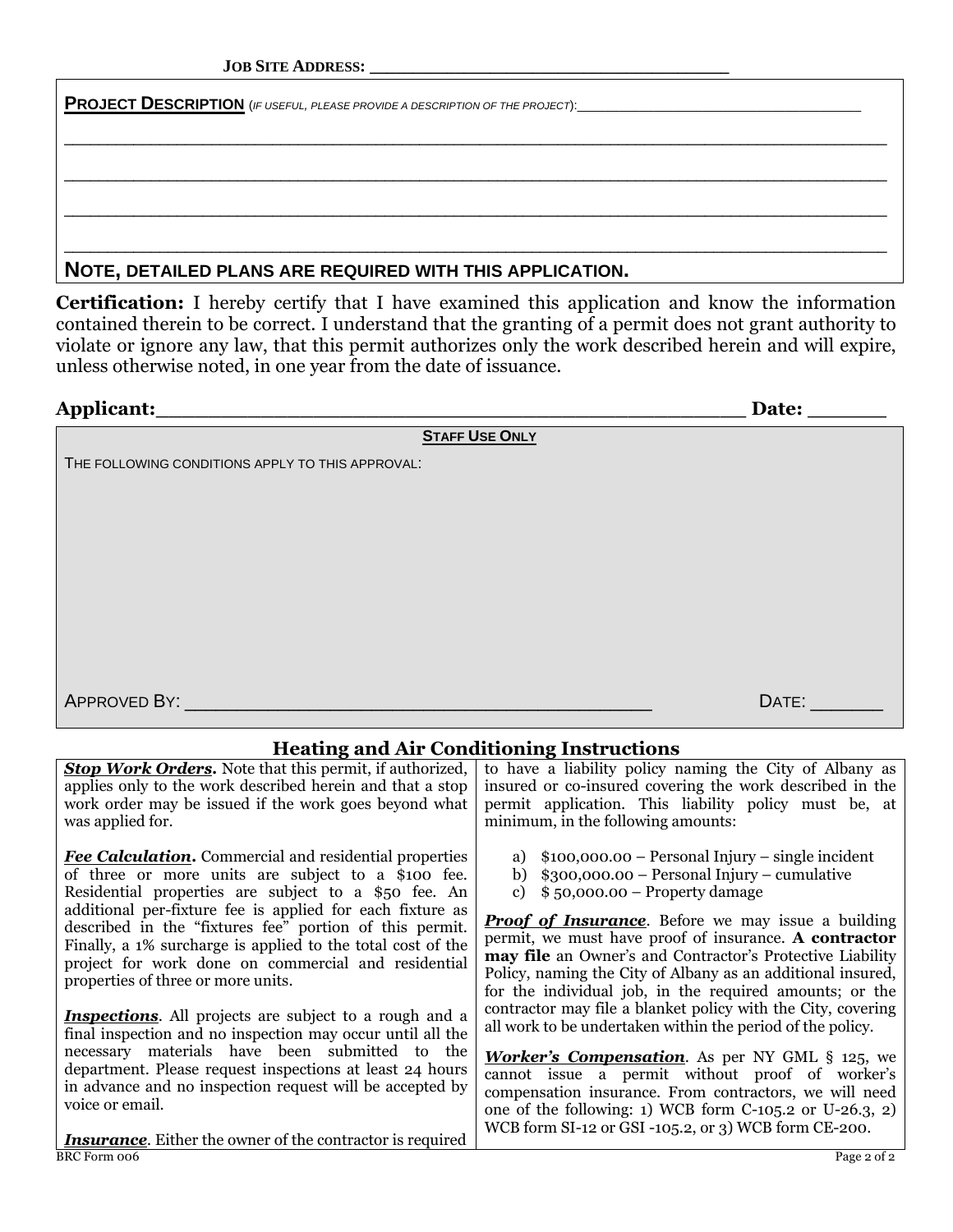**JOB SITE ADDRESS:** ___________________________________

**PROJECT DESCRIPTION** (*IF USEFUL, PLEASE PROVIDE A DESCRIPTION OF THE PROJECT*):_________________________________

______________________________________________________________________

______________________________________________________________________

______________________________________________________________________

______________________________________________________________________

**NOTE, DETAILED PLANS ARE REQUIRED WITH THIS APPLICATION.**

**Certification:** I hereby certify that I have examined this application and know the information contained therein to be correct. I understand that the granting of a permit does not grant authority to violate or ignore any law, that this permit authorizes only the work described herein and will expire, unless otherwise noted, in one year from the date of issuance.

**Applicant:**_____________________________________________ **Date:** _______

**STAFF USE ONLY**

THE FOLLOWING CONDITIONS APPLY TO THIS APPROVAL:

APPROVED BY: ________________________________________ DATE: _______

## Heating and Air Conditioning Instructions

***Stop Work Orders.*** Note that this permit, if authorized, applies only to the work described herein and that a stop work order may be issued if the work goes beyond what was applied for.

***Fee Calculation.*** Commercial and residential properties of three or more units are subject to a $100 fee. Residential properties are subject to a $50 fee. An additional per-fixture fee is applied for each fixture as described in the "fixtures fee" portion of this permit. Finally, a 1% surcharge is applied to the total cost of the project for work done on commercial and residential properties of three or more units.

***Inspections***. All projects are subject to a rough and a final inspection and no inspection may occur until all the necessary materials have been submitted to the department. Please request inspections at least 24 hours in advance and no inspection request will be accepted by voice or email.

***Insurance***. Either the owner of the contractor is required to have a liability policy naming the City of Albany as insured or co-insured covering the work described in the permit application. This liability policy must be, at minimum, in the following amounts:

a) $100,000.00 – Personal Injury – single incident
b) $300,000.00 – Personal Injury – cumulative
c) $ 50,000.00 – Property damage

***Proof of Insurance***. Before we may issue a building permit, we must have proof of insurance. **A contractor may file** an Owner's and Contractor's Protective Liability Policy, naming the City of Albany as an additional insured, for the individual job, in the required amounts; or the contractor may file a blanket policy with the City, covering all work to be undertaken within the period of the policy.

***Worker's Compensation***. As per NY GML § 125, we cannot issue a permit without proof of worker's compensation insurance. From contractors, we will need one of the following: 1) WCB form C-105.2 or U-26.3, 2) WCB form SI-12 or GSI -105.2, or 3) WCB form CE-200.

BRC Form 006